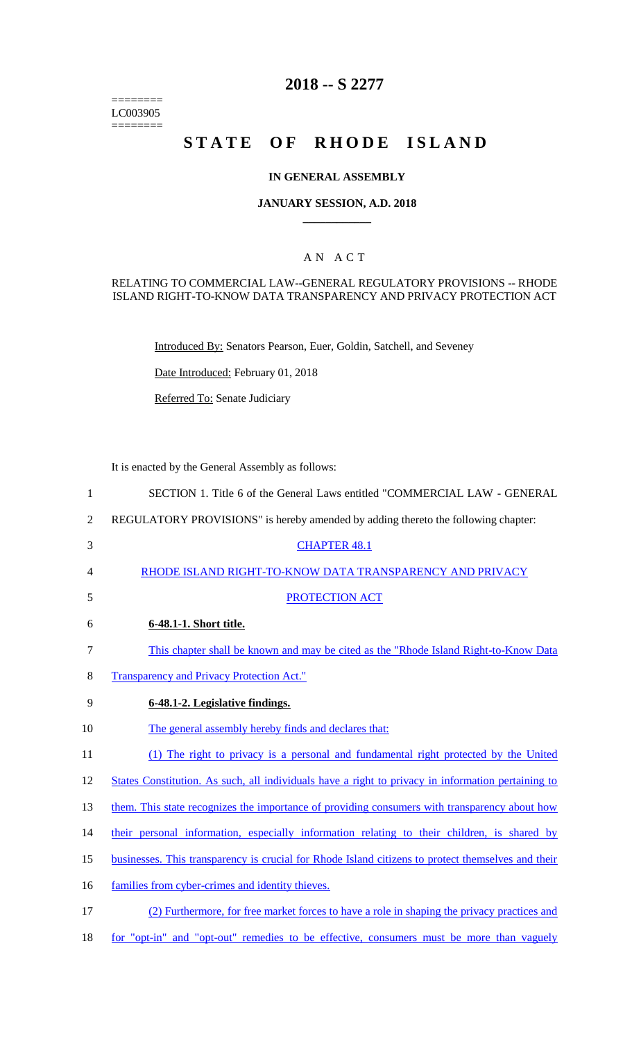========
LC003905
========

# 2018 -- S 2277

# STATE OF RHODE ISLAND

## IN GENERAL ASSEMBLY

### JANUARY SESSION, A.D. 2018

### A N A C T

RELATING TO COMMERCIAL LAW--GENERAL REGULATORY PROVISIONS -- RHODE ISLAND RIGHT-TO-KNOW DATA TRANSPARENCY AND PRIVACY PROTECTION ACT

Introduced By: Senators Pearson, Euer, Goldin, Satchell, and Seveney

Date Introduced: February 01, 2018

Referred To: Senate Judiciary

It is enacted by the General Assembly as follows:

1 SECTION 1. Title 6 of the General Laws entitled "COMMERCIAL LAW - GENERAL
2 REGULATORY PROVISIONS" is hereby amended by adding thereto the following chapter:
3 CHAPTER 48.1
4 RHODE ISLAND RIGHT-TO-KNOW DATA TRANSPARENCY AND PRIVACY
5 PROTECTION ACT
6 **6-48.1-1. Short title.**
7 This chapter shall be known and may be cited as the "Rhode Island Right-to-Know Data
8 Transparency and Privacy Protection Act."
9 **6-48.1-2. Legislative findings.**
10 The general assembly hereby finds and declares that:
11 (1) The right to privacy is a personal and fundamental right protected by the United
12 States Constitution. As such, all individuals have a right to privacy in information pertaining to
13 them. This state recognizes the importance of providing consumers with transparency about how
14 their personal information, especially information relating to their children, is shared by
15 businesses. This transparency is crucial for Rhode Island citizens to protect themselves and their
16 families from cyber-crimes and identity thieves.
17 (2) Furthermore, for free market forces to have a role in shaping the privacy practices and
18 for "opt-in" and "opt-out" remedies to be effective, consumers must be more than vaguely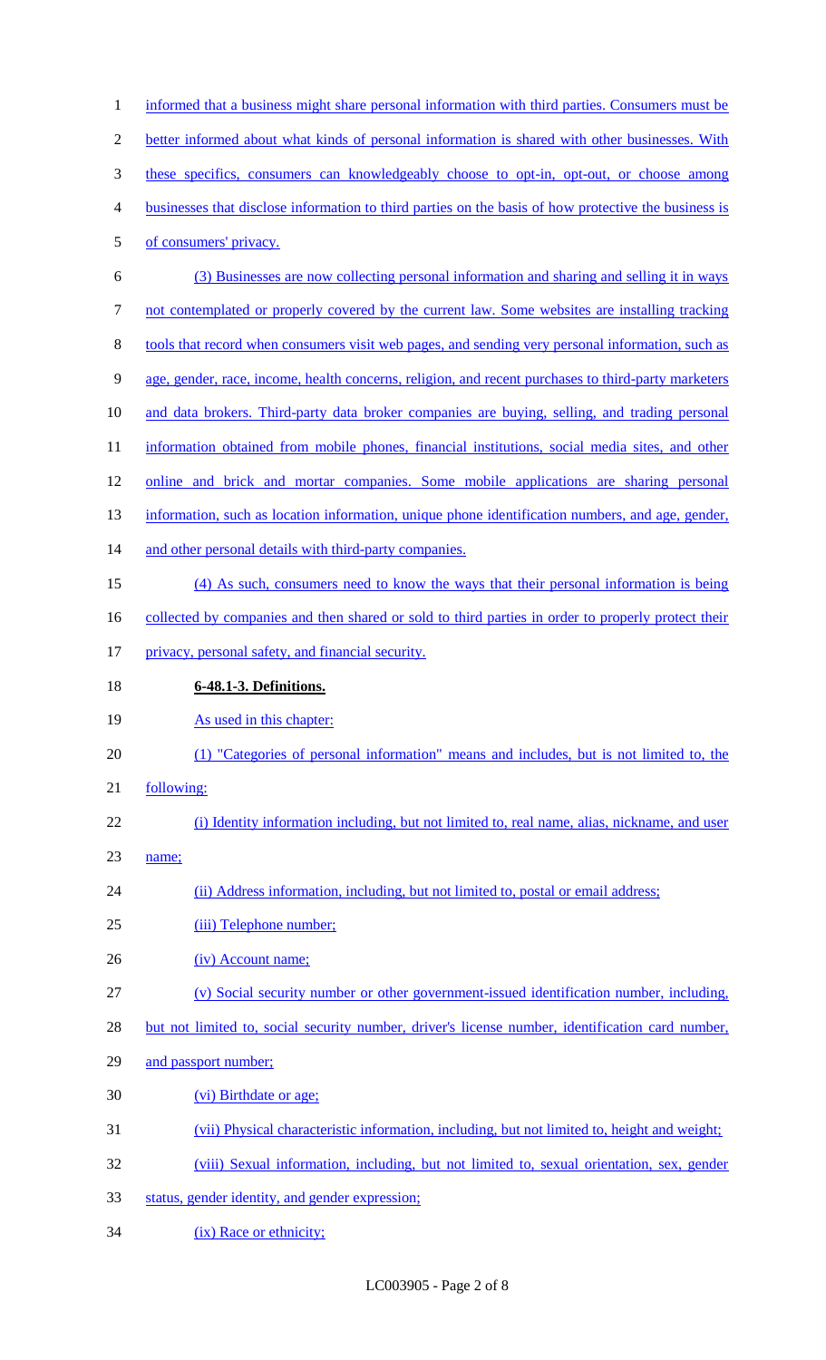informed that a business might share personal information with third parties. Consumers must be better informed about what kinds of personal information is shared with other businesses. With these specifics, consumers can knowledgeably choose to opt-in, opt-out, or choose among businesses that disclose information to third parties on the basis of how protective the business is of consumers' privacy.

(3) Businesses are now collecting personal information and sharing and selling it in ways not contemplated or properly covered by the current law. Some websites are installing tracking tools that record when consumers visit web pages, and sending very personal information, such as age, gender, race, income, health concerns, religion, and recent purchases to third-party marketers and data brokers. Third-party data broker companies are buying, selling, and trading personal information obtained from mobile phones, financial institutions, social media sites, and other online and brick and mortar companies. Some mobile applications are sharing personal information, such as location information, unique phone identification numbers, and age, gender, and other personal details with third-party companies.

(4) As such, consumers need to know the ways that their personal information is being collected by companies and then shared or sold to third parties in order to properly protect their privacy, personal safety, and financial security.

**6-48.1-3. Definitions.**

As used in this chapter:

(1) "Categories of personal information" means and includes, but is not limited to, the following:

(i) Identity information including, but not limited to, real name, alias, nickname, and user name;

(ii) Address information, including, but not limited to, postal or email address;

(iii) Telephone number;

(iv) Account name;

(v) Social security number or other government-issued identification number, including, but not limited to, social security number, driver's license number, identification card number, and passport number;

(vi) Birthdate or age;

(vii) Physical characteristic information, including, but not limited to, height and weight;

(viii) Sexual information, including, but not limited to, sexual orientation, sex, gender status, gender identity, and gender expression;

(ix) Race or ethnicity;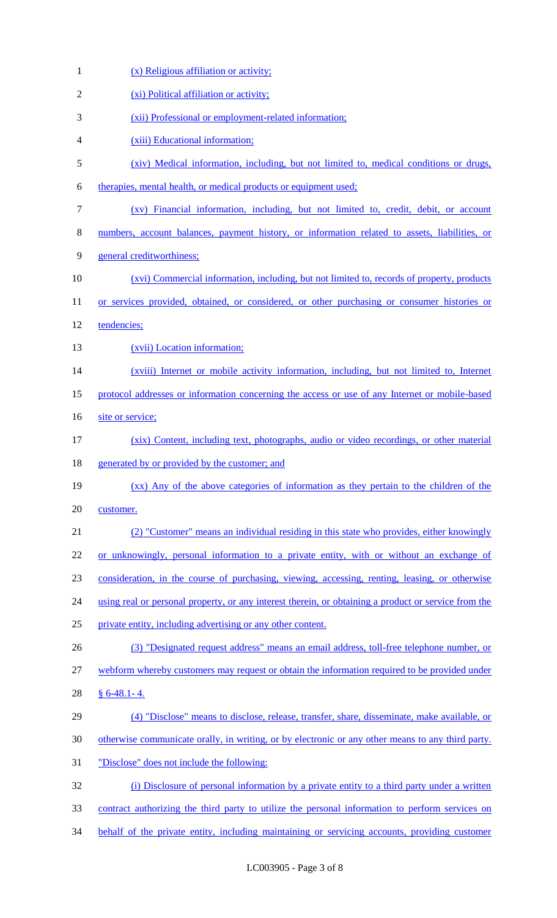(x) Religious affiliation or activity;

(xi) Political affiliation or activity;

(xii) Professional or employment-related information;

(xiii) Educational information;

(xiv) Medical information, including, but not limited to, medical conditions or drugs, therapies, mental health, or medical products or equipment used;

(xv) Financial information, including, but not limited to, credit, debit, or account numbers, account balances, payment history, or information related to assets, liabilities, or general creditworthiness;

(xvi) Commercial information, including, but not limited to, records of property, products or services provided, obtained, or considered, or other purchasing or consumer histories or tendencies;

(xvii) Location information;

(xviii) Internet or mobile activity information, including, but not limited to, Internet protocol addresses or information concerning the access or use of any Internet or mobile-based site or service;

(xix) Content, including text, photographs, audio or video recordings, or other material generated by or provided by the customer; and

(xx) Any of the above categories of information as they pertain to the children of the customer.

(2) "Customer" means an individual residing in this state who provides, either knowingly or unknowingly, personal information to a private entity, with or without an exchange of consideration, in the course of purchasing, viewing, accessing, renting, leasing, or otherwise using real or personal property, or any interest therein, or obtaining a product or service from the private entity, including advertising or any other content.

(3) "Designated request address" means an email address, toll-free telephone number, or webform whereby customers may request or obtain the information required to be provided under § 6-48.1- 4.

(4) "Disclose" means to disclose, release, transfer, share, disseminate, make available, or otherwise communicate orally, in writing, or by electronic or any other means to any third party. "Disclose" does not include the following:

(i) Disclosure of personal information by a private entity to a third party under a written contract authorizing the third party to utilize the personal information to perform services on behalf of the private entity, including maintaining or servicing accounts, providing customer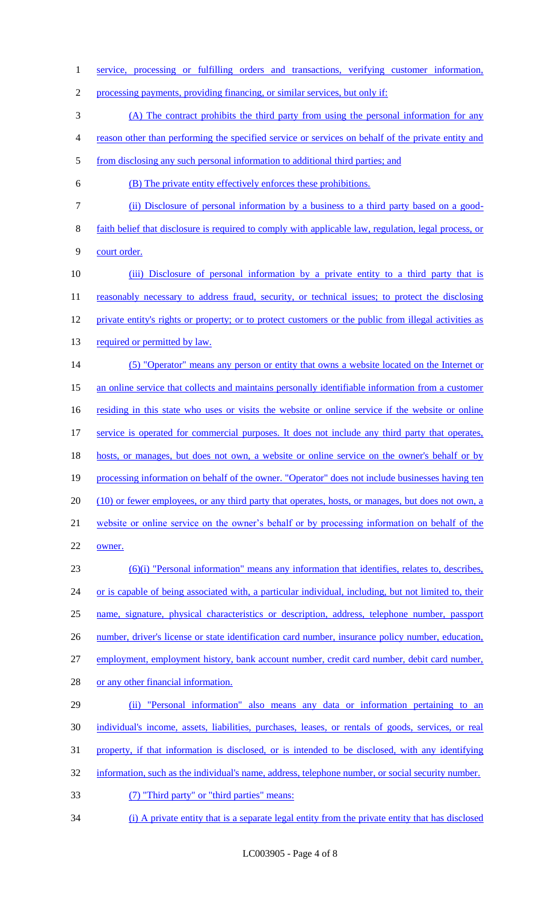service, processing or fulfilling orders and transactions, verifying customer information, processing payments, providing financing, or similar services, but only if:

(A) The contract prohibits the third party from using the personal information for any reason other than performing the specified service or services on behalf of the private entity and from disclosing any such personal information to additional third parties; and

(B) The private entity effectively enforces these prohibitions.

(ii) Disclosure of personal information by a business to a third party based on a good-faith belief that disclosure is required to comply with applicable law, regulation, legal process, or court order.

(iii) Disclosure of personal information by a private entity to a third party that is reasonably necessary to address fraud, security, or technical issues; to protect the disclosing private entity's rights or property; or to protect customers or the public from illegal activities as required or permitted by law.

(5) "Operator" means any person or entity that owns a website located on the Internet or an online service that collects and maintains personally identifiable information from a customer residing in this state who uses or visits the website or online service if the website or online service is operated for commercial purposes. It does not include any third party that operates, hosts, or manages, but does not own, a website or online service on the owner's behalf or by processing information on behalf of the owner. "Operator" does not include businesses having ten (10) or fewer employees, or any third party that operates, hosts, or manages, but does not own, a website or online service on the owner's behalf or by processing information on behalf of the owner.

(6)(i) "Personal information" means any information that identifies, relates to, describes, or is capable of being associated with, a particular individual, including, but not limited to, their name, signature, physical characteristics or description, address, telephone number, passport number, driver's license or state identification card number, insurance policy number, education, employment, employment history, bank account number, credit card number, debit card number, or any other financial information.

(ii) "Personal information" also means any data or information pertaining to an individual's income, assets, liabilities, purchases, leases, or rentals of goods, services, or real property, if that information is disclosed, or is intended to be disclosed, with any identifying information, such as the individual's name, address, telephone number, or social security number.

(7) "Third party" or "third parties" means:

(i) A private entity that is a separate legal entity from the private entity that has disclosed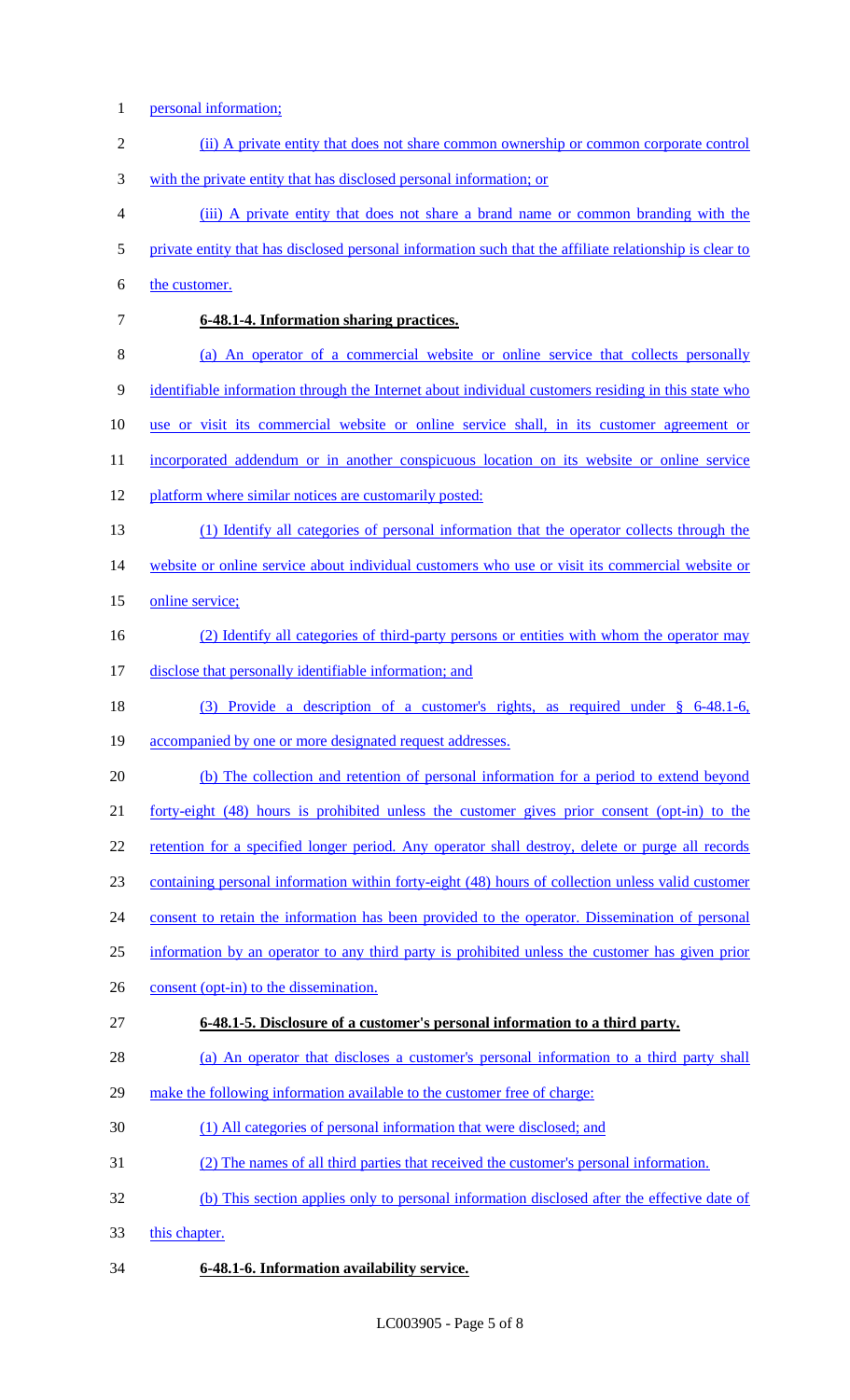personal information;

(ii) A private entity that does not share common ownership or common corporate control with the private entity that has disclosed personal information; or

(iii) A private entity that does not share a brand name or common branding with the private entity that has disclosed personal information such that the affiliate relationship is clear to the customer.

**6-48.1-4. Information sharing practices.**

(a) An operator of a commercial website or online service that collects personally identifiable information through the Internet about individual customers residing in this state who use or visit its commercial website or online service shall, in its customer agreement or incorporated addendum or in another conspicuous location on its website or online service platform where similar notices are customarily posted:

(1) Identify all categories of personal information that the operator collects through the website or online service about individual customers who use or visit its commercial website or online service;

(2) Identify all categories of third-party persons or entities with whom the operator may disclose that personally identifiable information; and

(3) Provide a description of a customer's rights, as required under § 6-48.1-6, accompanied by one or more designated request addresses.

(b) The collection and retention of personal information for a period to extend beyond forty-eight (48) hours is prohibited unless the customer gives prior consent (opt-in) to the retention for a specified longer period. Any operator shall destroy, delete or purge all records containing personal information within forty-eight (48) hours of collection unless valid customer consent to retain the information has been provided to the operator. Dissemination of personal information by an operator to any third party is prohibited unless the customer has given prior consent (opt-in) to the dissemination.

**6-48.1-5. Disclosure of a customer's personal information to a third party.**

(a) An operator that discloses a customer's personal information to a third party shall make the following information available to the customer free of charge:

(1) All categories of personal information that were disclosed; and

(2) The names of all third parties that received the customer's personal information.

(b) This section applies only to personal information disclosed after the effective date of this chapter.

**6-48.1-6. Information availability service.**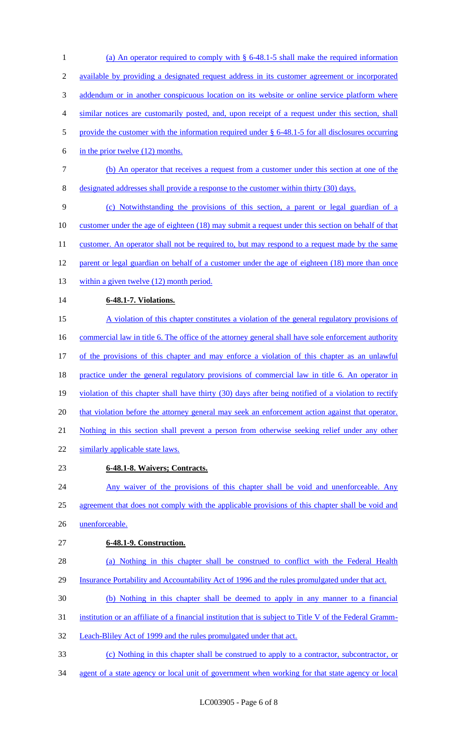(a) An operator required to comply with § 6-48.1-5 shall make the required information available by providing a designated request address in its customer agreement or incorporated addendum or in another conspicuous location on its website or online service platform where similar notices are customarily posted, and, upon receipt of a request under this section, shall provide the customer with the information required under § 6-48.1-5 for all disclosures occurring in the prior twelve (12) months.

(b) An operator that receives a request from a customer under this section at one of the designated addresses shall provide a response to the customer within thirty (30) days.

(c) Notwithstanding the provisions of this section, a parent or legal guardian of a customer under the age of eighteen (18) may submit a request under this section on behalf of that customer. An operator shall not be required to, but may respond to a request made by the same parent or legal guardian on behalf of a customer under the age of eighteen (18) more than once within a given twelve (12) month period.

**6-48.1-7. Violations.**

A violation of this chapter constitutes a violation of the general regulatory provisions of commercial law in title 6. The office of the attorney general shall have sole enforcement authority of the provisions of this chapter and may enforce a violation of this chapter as an unlawful practice under the general regulatory provisions of commercial law in title 6. An operator in violation of this chapter shall have thirty (30) days after being notified of a violation to rectify that violation before the attorney general may seek an enforcement action against that operator. Nothing in this section shall prevent a person from otherwise seeking relief under any other similarly applicable state laws.

**6-48.1-8. Waivers; Contracts.**

Any waiver of the provisions of this chapter shall be void and unenforceable. Any agreement that does not comply with the applicable provisions of this chapter shall be void and unenforceable.

**6-48.1-9. Construction.**

(a) Nothing in this chapter shall be construed to conflict with the Federal Health Insurance Portability and Accountability Act of 1996 and the rules promulgated under that act.

(b) Nothing in this chapter shall be deemed to apply in any manner to a financial institution or an affiliate of a financial institution that is subject to Title V of the Federal Gramm-Leach-Bliley Act of 1999 and the rules promulgated under that act.

(c) Nothing in this chapter shall be construed to apply to a contractor, subcontractor, or agent of a state agency or local unit of government when working for that state agency or local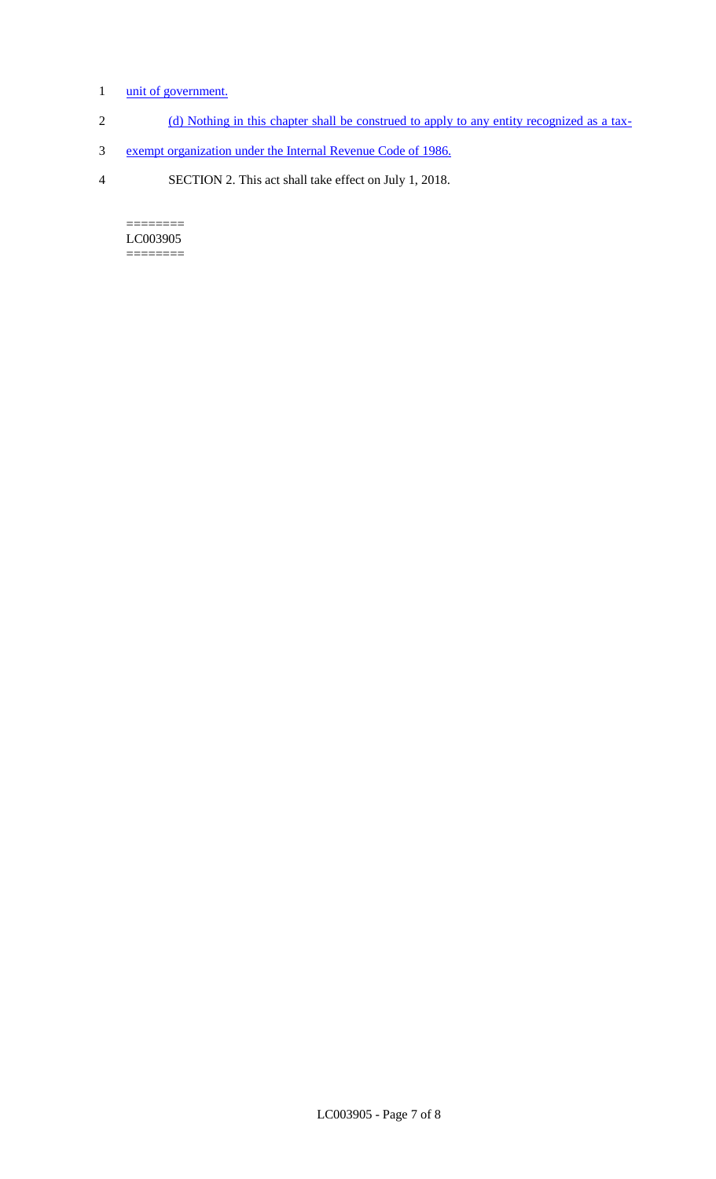unit of government.

(d) Nothing in this chapter shall be construed to apply to any entity recognized as a tax-exempt organization under the Internal Revenue Code of 1986.

SECTION 2. This act shall take effect on July 1, 2018.

========
LC003905
========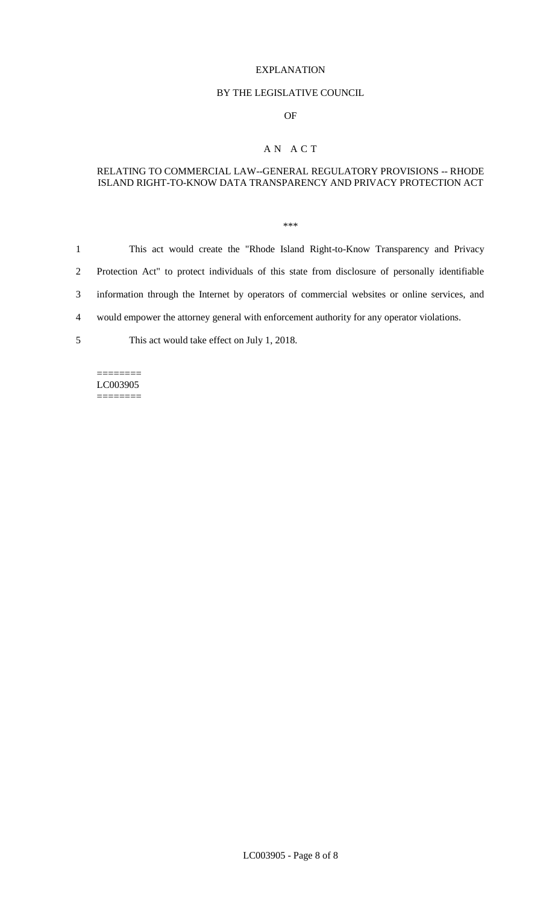EXPLANATION

BY THE LEGISLATIVE COUNCIL

OF

A N A C T

RELATING TO COMMERCIAL LAW--GENERAL REGULATORY PROVISIONS -- RHODE ISLAND RIGHT-TO-KNOW DATA TRANSPARENCY AND PRIVACY PROTECTION ACT

\*\*\*

1 This act would create the "Rhode Island Right-to-Know Transparency and Privacy
2 Protection Act" to protect individuals of this state from disclosure of personally identifiable
3 information through the Internet by operators of commercial websites or online services, and
4 would empower the attorney general with enforcement authority for any operator violations.
5 This act would take effect on July 1, 2018.

========
LC003905
========